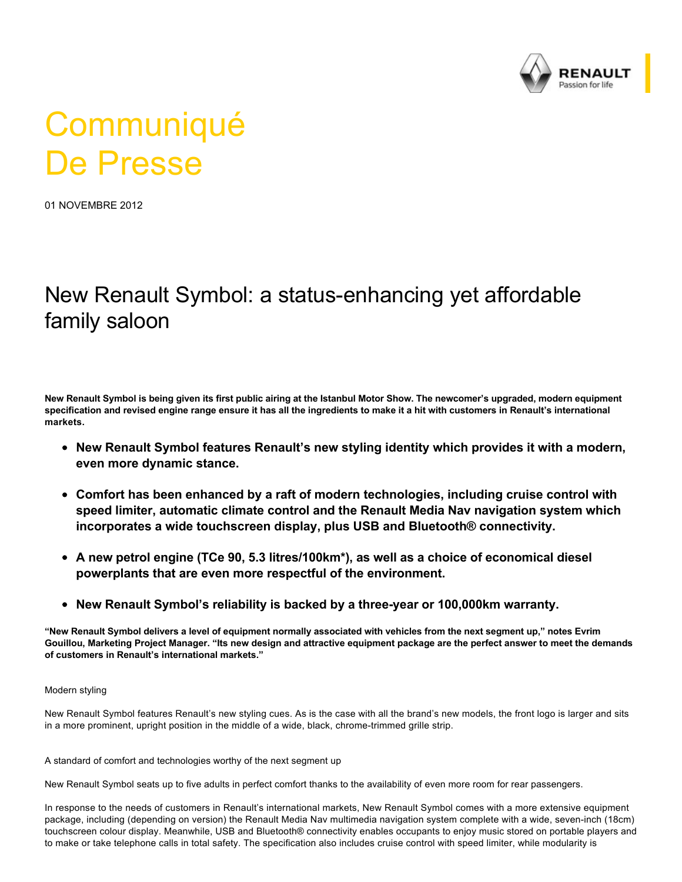# Communiqué De Presse

01 NOVEMBRE 2012

## New Renault Symbol: a status-enhancing yet affordable family saloon

**New Renault Symbol is being given its first public airing at the Istanbul Motor Show. The newcomer's upgraded, modern equipment specification and revised engine range ensure it has all the ingredients to make it a hit with customers in Renault's international markets.**

- **New Renault Symbol features Renault's new styling identity which provides it with a modern, even more dynamic stance.**
- **Comfort has been enhanced by a raft of modern technologies, including cruise control with speed limiter, automatic climate control and the Renault Media Nav navigation system which incorporates a wide touchscreen display, plus USB and Bluetooth® connectivity.**
- **A new petrol engine (TCe 90, 5.3 litres/100km*), as well as a choice of economical diesel powerplants that are even more respectful of the environment.**
- **New Renault Symbol's reliability is backed by a three-year or 100,000km warranty.**

**"New Renault Symbol delivers a level of equipment normally associated with vehicles from the next segment up," notes Evrim Gouillou, Marketing Project Manager. "Its new design and attractive equipment package are the perfect answer to meet the demands of customers in Renault's international markets."**

Modern styling

New Renault Symbol features Renault's new styling cues. As is the case with all the brand's new models, the front logo is larger and sits in a more prominent, upright position in the middle of a wide, black, chrome-trimmed grille strip.

A standard of comfort and technologies worthy of the next segment up

New Renault Symbol seats up to five adults in perfect comfort thanks to the availability of even more room for rear passengers.

In response to the needs of customers in Renault's international markets, New Renault Symbol comes with a more extensive equipment package, including (depending on version) the Renault Media Nav multimedia navigation system complete with a wide, seven-inch (18cm) touchscreen colour display. Meanwhile, USB and Bluetooth® connectivity enables occupants to enjoy music stored on portable players and to make or take telephone calls in total safety. The specification also includes cruise control with speed limiter, while modularity is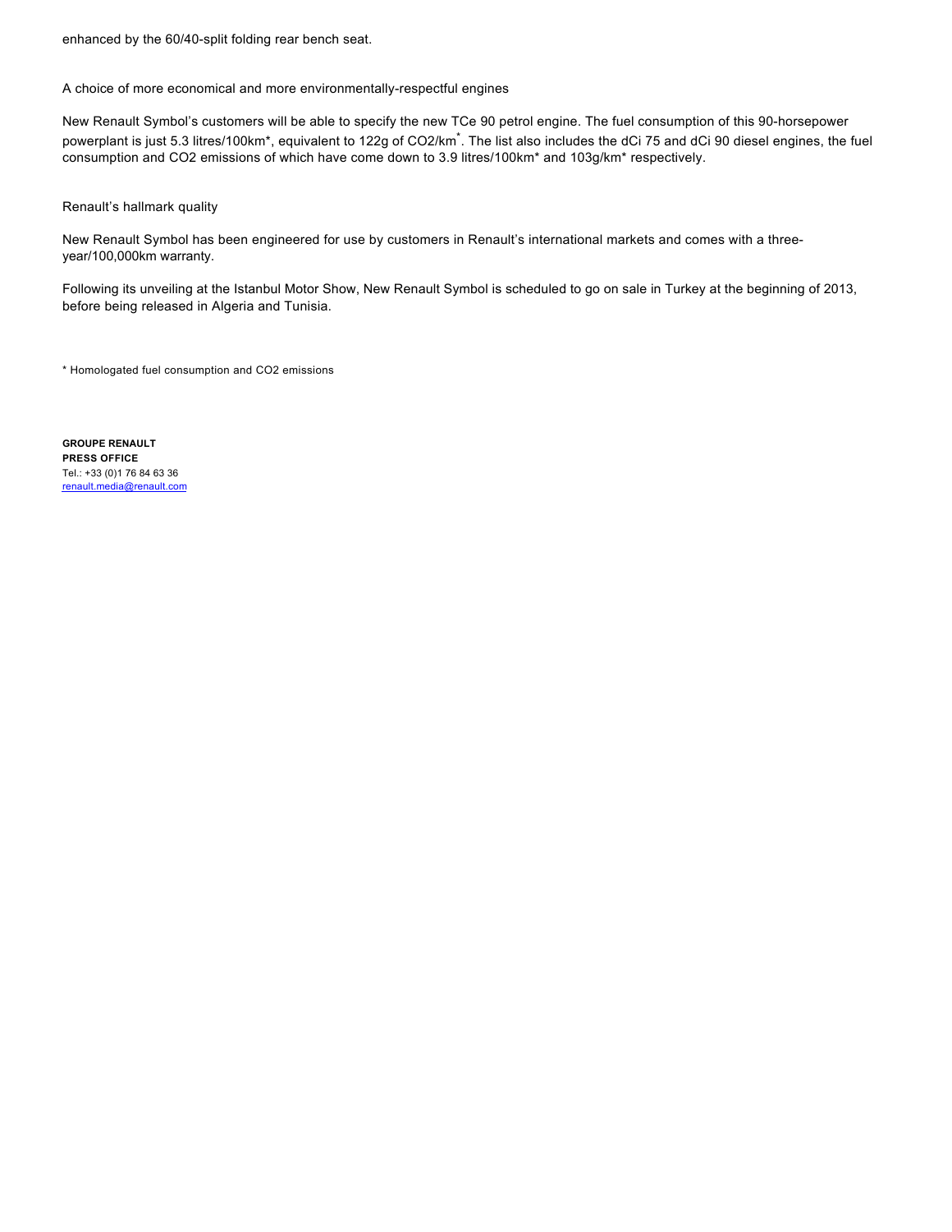enhanced by the 60/40-split folding rear bench seat.

## A choice of more economical and more environmentally-respectful engines

New Renault Symbol's customers will be able to specify the new TCe 90 petrol engine. The fuel consumption of this 90-horsepower powerplant is just 5.3 litres/100km*, equivalent to 122g of $CO_2$/km*. The list also includes the dCi 75 and dCi 90 diesel engines, the fuel consumption and $CO_2$ emissions of which have come down to 3.9 litres/100km* and 103g/km* respectively.

## Renault's hallmark quality

New Renault Symbol has been engineered for use by customers in Renault's international markets and comes with a three-year/100,000km warranty.

Following its unveiling at the Istanbul Motor Show, New Renault Symbol is scheduled to go on sale in Turkey at the beginning of 2013, before being released in Algeria and Tunisia.

* Homologated fuel consumption and $CO_2$ emissions

**GROUPE RENAULT**
**PRESS OFFICE**
Tel.: +33 (0)1 76 84 63 36
renault.media@renault.com